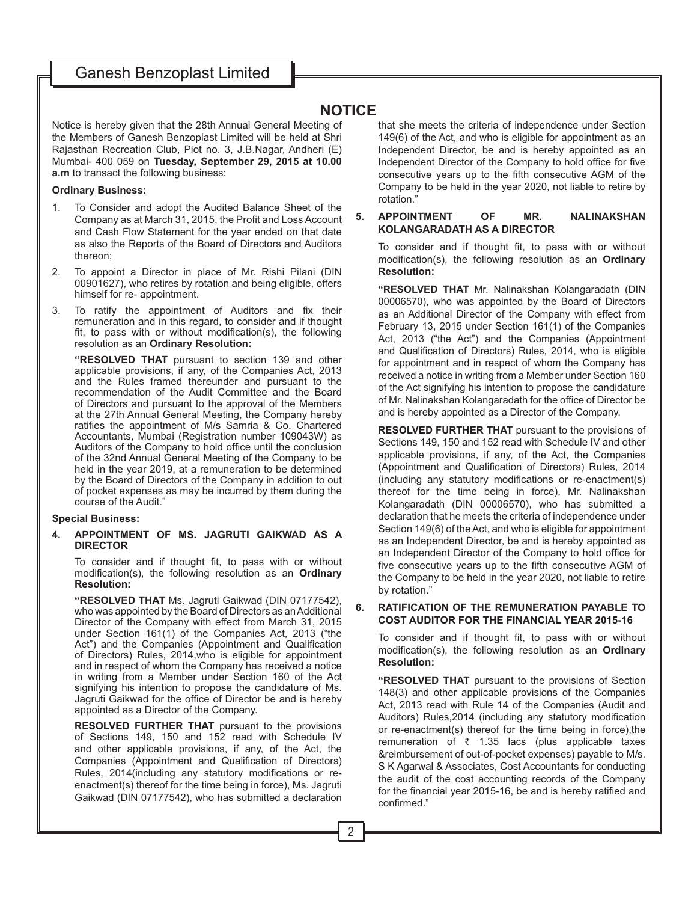# NOTICE

Notice is hereby given that the 28th Annual General Meeting of the Members of Ganesh Benzoplast Limited will be held at Shri Rajasthan Recreation Club, Plot no. 3, J.B.Nagar, Andheri (E) Mumbai- 400 059 on **Tuesday, September 29, 2015 at 10.00 a.m** to transact the following business:

**Ordinary Business:**

1. To Consider and adopt the Audited Balance Sheet of the Company as at March 31, 2015, the Profit and Loss Account and Cash Flow Statement for the year ended on that date as also the Reports of the Board of Directors and Auditors thereon;
2. To appoint a Director in place of Mr. Rishi Pilani (DIN 00901627), who retires by rotation and being eligible, offers himself for re- appointment.
3. To ratify the appointment of Auditors and fix their remuneration and in this regard, to consider and if thought fit, to pass with or without modification(s), the following resolution as an **Ordinary Resolution:**

   **"RESOLVED THAT** pursuant to section 139 and other applicable provisions, if any, of the Companies Act, 2013 and the Rules framed thereunder and pursuant to the recommendation of the Audit Committee and the Board of Directors and pursuant to the approval of the Members at the 27th Annual General Meeting, the Company hereby ratifies the appointment of M/s Samria & Co. Chartered Accountants, Mumbai (Registration number 109043W) as Auditors of the Company to hold office until the conclusion of the 32nd Annual General Meeting of the Company to be held in the year 2019, at a remuneration to be determined by the Board of Directors of the Company in addition to out of pocket expenses as may be incurred by them during the course of the Audit."

**Special Business:**

**4. APPOINTMENT OF MS. JAGRUTI GAIKWAD AS A DIRECTOR**

To consider and if thought fit, to pass with or without modification(s), the following resolution as an **Ordinary Resolution:**

**"RESOLVED THAT** Ms. Jagruti Gaikwad (DIN 07177542), who was appointed by the Board of Directors as an Additional Director of the Company with effect from March 31, 2015 under Section 161(1) of the Companies Act, 2013 ("the Act") and the Companies (Appointment and Qualification of Directors) Rules, 2014,who is eligible for appointment and in respect of whom the Company has received a notice in writing from a Member under Section 160 of the Act signifying his intention to propose the candidature of Ms. Jagruti Gaikwad for the office of Director be and is hereby appointed as a Director of the Company.

**RESOLVED FURTHER THAT** pursuant to the provisions of Sections 149, 150 and 152 read with Schedule IV and other applicable provisions, if any, of the Act, the Companies (Appointment and Qualification of Directors) Rules, 2014(including any statutory modifications or re-enactment(s) thereof for the time being in force), Ms. Jagruti Gaikwad (DIN 07177542), who has submitted a declaration that she meets the criteria of independence under Section 149(6) of the Act, and who is eligible for appointment as an Independent Director, be and is hereby appointed as an Independent Director of the Company to hold office for five consecutive years up to the fifth consecutive AGM of the Company to be held in the year 2020, not liable to retire by rotation."

**5. APPOINTMENT OF MR. NALINAKSHAN KOLANGARADATH AS A DIRECTOR**

To consider and if thought fit, to pass with or without modification(s), the following resolution as an **Ordinary Resolution:**

**"RESOLVED THAT** Mr. Nalinakshan Kolangaradath (DIN 00006570), who was appointed by the Board of Directors as an Additional Director of the Company with effect from February 13, 2015 under Section 161(1) of the Companies Act, 2013 ("the Act") and the Companies (Appointment and Qualification of Directors) Rules, 2014, who is eligible for appointment and in respect of whom the Company has received a notice in writing from a Member under Section 160 of the Act signifying his intention to propose the candidature of Mr. Nalinakshan Kolangaradath for the office of Director be and is hereby appointed as a Director of the Company.

**RESOLVED FURTHER THAT** pursuant to the provisions of Sections 149, 150 and 152 read with Schedule IV and other applicable provisions, if any, of the Act, the Companies (Appointment and Qualification of Directors) Rules, 2014 (including any statutory modifications or re-enactment(s) thereof for the time being in force), Mr. Nalinakshan Kolangaradath (DIN 00006570), who has submitted a declaration that he meets the criteria of independence under Section 149(6) of the Act, and who is eligible for appointment as an Independent Director, be and is hereby appointed as an Independent Director of the Company to hold office for five consecutive years up to the fifth consecutive AGM of the Company to be held in the year 2020, not liable to retire by rotation."

**6. RATIFICATION OF THE REMUNERATION PAYABLE TO COST AUDITOR FOR THE FINANCIAL YEAR 2015-16**

To consider and if thought fit, to pass with or without modification(s), the following resolution as an **Ordinary Resolution:**

**"RESOLVED THAT** pursuant to the provisions of Section 148(3) and other applicable provisions of the Companies Act, 2013 read with Rule 14 of the Companies (Audit and Auditors) Rules,2014 (including any statutory modification or re-enactment(s) thereof for the time being in force),the remuneration of ₹ 1.35 lacs (plus applicable taxes &reimbursement of out-of-pocket expenses) payable to M/s. S K Agarwal & Associates, Cost Accountants for conducting the audit of the cost accounting records of the Company for the financial year 2015-16, be and is hereby ratified and confirmed."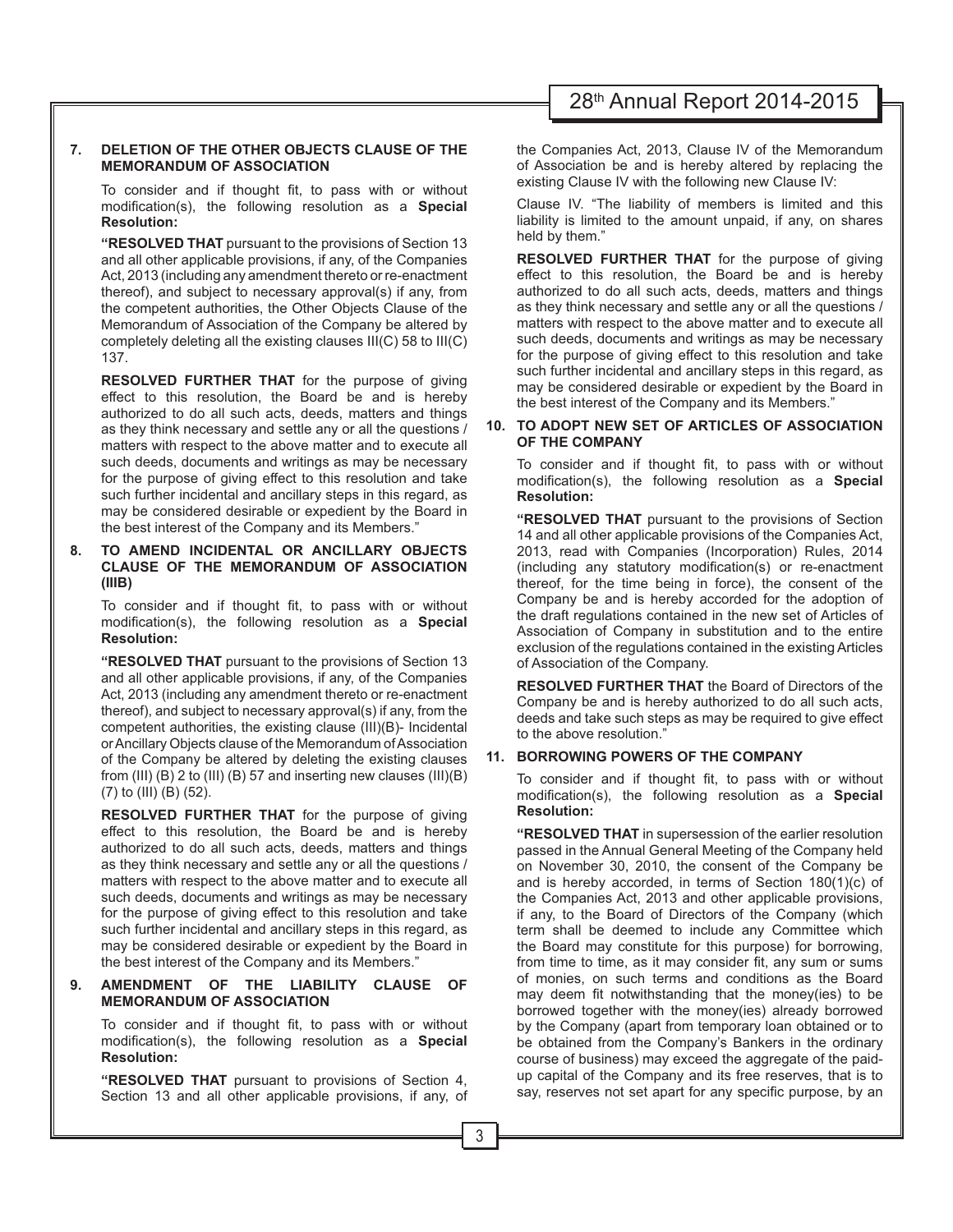**7. DELETION OF THE OTHER OBJECTS CLAUSE OF THE MEMORANDUM OF ASSOCIATION**

To consider and if thought fit, to pass with or without modification(s), the following resolution as a **Special Resolution:**

**"RESOLVED THAT** pursuant to the provisions of Section 13 and all other applicable provisions, if any, of the Companies Act, 2013 (including any amendment thereto or re-enactment thereof), and subject to necessary approval(s) if any, from the competent authorities, the Other Objects Clause of the Memorandum of Association of the Company be altered by completely deleting all the existing clauses III(C) 58 to III(C) 137.

**RESOLVED FURTHER THAT** for the purpose of giving effect to this resolution, the Board be and is hereby authorized to do all such acts, deeds, matters and things as they think necessary and settle any or all the questions / matters with respect to the above matter and to execute all such deeds, documents and writings as may be necessary for the purpose of giving effect to this resolution and take such further incidental and ancillary steps in this regard, as may be considered desirable or expedient by the Board in the best interest of the Company and its Members."

**8. TO AMEND INCIDENTAL OR ANCILLARY OBJECTS CLAUSE OF THE MEMORANDUM OF ASSOCIATION (IIIB)**

To consider and if thought fit, to pass with or without modification(s), the following resolution as a **Special Resolution:**

**"RESOLVED THAT** pursuant to the provisions of Section 13 and all other applicable provisions, if any, of the Companies Act, 2013 (including any amendment thereto or re-enactment thereof), and subject to necessary approval(s) if any, from the competent authorities, the existing clause (III)(B)- Incidental or Ancillary Objects clause of the Memorandum of Association of the Company be altered by deleting the existing clauses from (III) (B) 2 to (III) (B) 57 and inserting new clauses (III)(B) (7) to (III) (B) (52).

**RESOLVED FURTHER THAT** for the purpose of giving effect to this resolution, the Board be and is hereby authorized to do all such acts, deeds, matters and things as they think necessary and settle any or all the questions / matters with respect to the above matter and to execute all such deeds, documents and writings as may be necessary for the purpose of giving effect to this resolution and take such further incidental and ancillary steps in this regard, as may be considered desirable or expedient by the Board in the best interest of the Company and its Members."

**9. AMENDMENT OF THE LIABILITY CLAUSE OF MEMORANDUM OF ASSOCIATION**

To consider and if thought fit, to pass with or without modification(s), the following resolution as a **Special Resolution:**

**"RESOLVED THAT** pursuant to provisions of Section 4, Section 13 and all other applicable provisions, if any, of the Companies Act, 2013, Clause IV of the Memorandum of Association be and is hereby altered by replacing the existing Clause IV with the following new Clause IV:

Clause IV. "The liability of members is limited and this liability is limited to the amount unpaid, if any, on shares held by them."

**RESOLVED FURTHER THAT** for the purpose of giving effect to this resolution, the Board be and is hereby authorized to do all such acts, deeds, matters and things as they think necessary and settle any or all the questions / matters with respect to the above matter and to execute all such deeds, documents and writings as may be necessary for the purpose of giving effect to this resolution and take such further incidental and ancillary steps in this regard, as may be considered desirable or expedient by the Board in the best interest of the Company and its Members."

**10. TO ADOPT NEW SET OF ARTICLES OF ASSOCIATION OF THE COMPANY**

To consider and if thought fit, to pass with or without modification(s), the following resolution as a **Special Resolution:**

**"RESOLVED THAT** pursuant to the provisions of Section 14 and all other applicable provisions of the Companies Act, 2013, read with Companies (Incorporation) Rules, 2014 (including any statutory modification(s) or re-enactment thereof, for the time being in force), the consent of the Company be and is hereby accorded for the adoption of the draft regulations contained in the new set of Articles of Association of Company in substitution and to the entire exclusion of the regulations contained in the existing Articles of Association of the Company.

**RESOLVED FURTHER THAT** the Board of Directors of the Company be and is hereby authorized to do all such acts, deeds and take such steps as may be required to give effect to the above resolution."

**11. BORROWING POWERS OF THE COMPANY**

To consider and if thought fit, to pass with or without modification(s), the following resolution as a **Special Resolution:**

**"RESOLVED THAT** in supersession of the earlier resolution passed in the Annual General Meeting of the Company held on November 30, 2010, the consent of the Company be and is hereby accorded, in terms of Section 180(1)(c) of the Companies Act, 2013 and other applicable provisions, if any, to the Board of Directors of the Company (which term shall be deemed to include any Committee which the Board may constitute for this purpose) for borrowing, from time to time, as it may consider fit, any sum or sums of monies, on such terms and conditions as the Board may deem fit notwithstanding that the money(ies) to be borrowed together with the money(ies) already borrowed by the Company (apart from temporary loan obtained or to be obtained from the Company's Bankers in the ordinary course of business) may exceed the aggregate of the paid-up capital of the Company and its free reserves, that is to say, reserves not set apart for any specific purpose, by an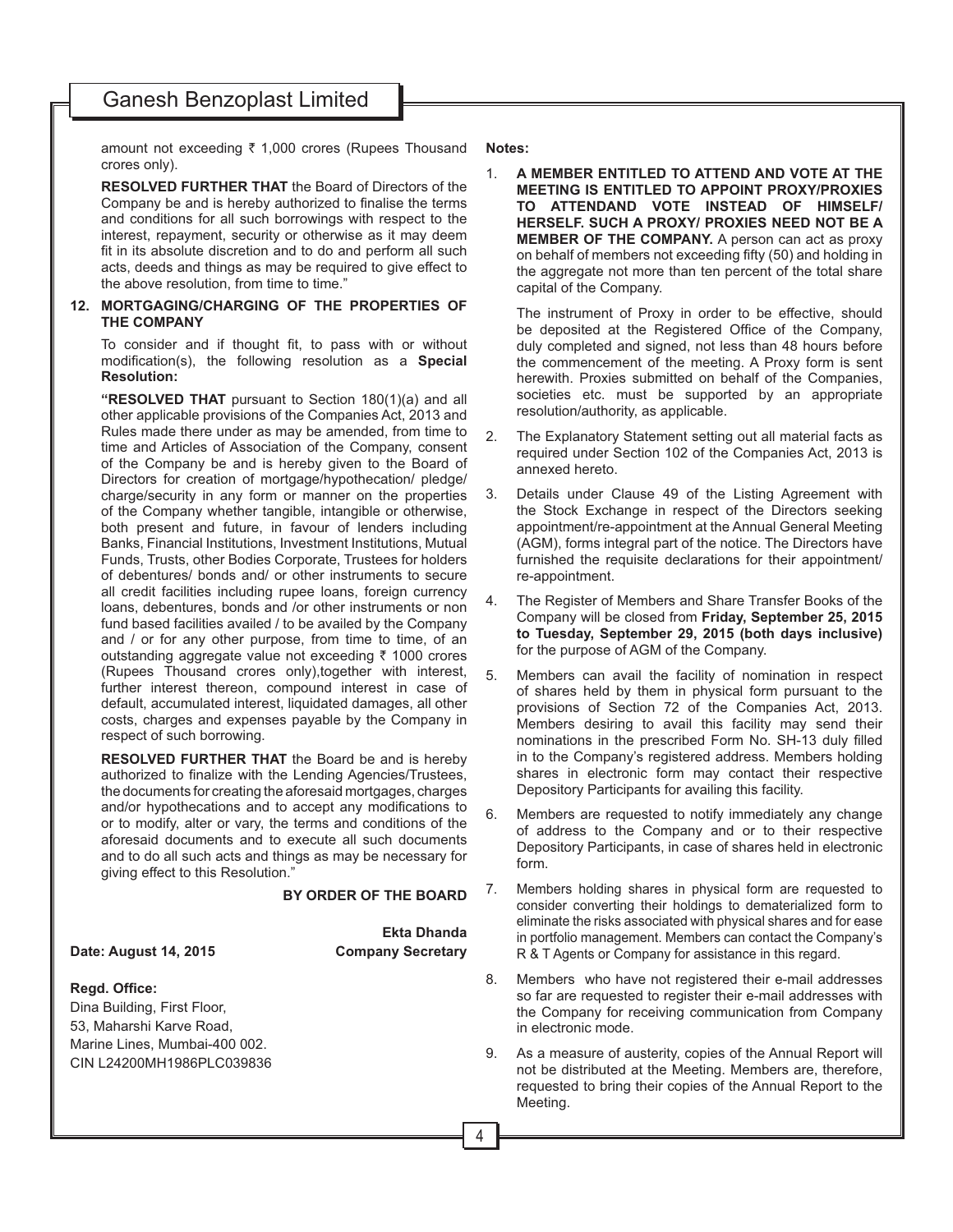amount not exceeding ₹ 1,000 crores (Rupees Thousand crores only).

**RESOLVED FURTHER THAT** the Board of Directors of the Company be and is hereby authorized to finalise the terms and conditions for all such borrowings with respect to the interest, repayment, security or otherwise as it may deem fit in its absolute discretion and to do and perform all such acts, deeds and things as may be required to give effect to the above resolution, from time to time."

**12. MORTGAGING/CHARGING OF THE PROPERTIES OF THE COMPANY**

To consider and if thought fit, to pass with or without modification(s), the following resolution as a **Special Resolution:**

**"RESOLVED THAT** pursuant to Section 180(1)(a) and all other applicable provisions of the Companies Act, 2013 and Rules made there under as may be amended, from time to time and Articles of Association of the Company, consent of the Company be and is hereby given to the Board of Directors for creation of mortgage/hypothecation/ pledge/ charge/security in any form or manner on the properties of the Company whether tangible, intangible or otherwise, both present and future, in favour of lenders including Banks, Financial Institutions, Investment Institutions, Mutual Funds, Trusts, other Bodies Corporate, Trustees for holders of debentures/ bonds and/ or other instruments to secure all credit facilities including rupee loans, foreign currency loans, debentures, bonds and /or other instruments or non fund based facilities availed / to be availed by the Company and / or for any other purpose, from time to time, of an outstanding aggregate value not exceeding ₹ 1000 crores (Rupees Thousand crores only),together with interest, further interest thereon, compound interest in case of default, accumulated interest, liquidated damages, all other costs, charges and expenses payable by the Company in respect of such borrowing.

**RESOLVED FURTHER THAT** the Board be and is hereby authorized to finalize with the Lending Agencies/Trustees, the documents for creating the aforesaid mortgages, charges and/or hypothecations and to accept any modifications to or to modify, alter or vary, the terms and conditions of the aforesaid documents and to execute all such documents and to do all such acts and things as may be necessary for giving effect to this Resolution."

**BY ORDER OF THE BOARD**

**Ekta Dhanda**
**Company Secretary**

**Date: August 14, 2015**

**Regd. Office:**
Dina Building, First Floor,
53, Maharshi Karve Road,
Marine Lines, Mumbai-400 002.
CIN L24200MH1986PLC039836

**Notes:**

1. **A MEMBER ENTITLED TO ATTEND AND VOTE AT THE MEETING IS ENTITLED TO APPOINT PROXY/PROXIES TO ATTENDAND VOTE INSTEAD OF HIMSELF/ HERSELF. SUCH A PROXY/ PROXIES NEED NOT BE A MEMBER OF THE COMPANY.** A person can act as proxy on behalf of members not exceeding fifty (50) and holding in the aggregate not more than ten percent of the total share capital of the Company.

   The instrument of Proxy in order to be effective, should be deposited at the Registered Office of the Company, duly completed and signed, not less than 48 hours before the commencement of the meeting. A Proxy form is sent herewith. Proxies submitted on behalf of the Companies, societies etc. must be supported by an appropriate resolution/authority, as applicable.

2. The Explanatory Statement setting out all material facts as required under Section 102 of the Companies Act, 2013 is annexed hereto.

3. Details under Clause 49 of the Listing Agreement with the Stock Exchange in respect of the Directors seeking appointment/re-appointment at the Annual General Meeting (AGM), forms integral part of the notice. The Directors have furnished the requisite declarations for their appointment/ re-appointment.

4. The Register of Members and Share Transfer Books of the Company will be closed from **Friday, September 25, 2015 to Tuesday, September 29, 2015 (both days inclusive)** for the purpose of AGM of the Company.

5. Members can avail the facility of nomination in respect of shares held by them in physical form pursuant to the provisions of Section 72 of the Companies Act, 2013. Members desiring to avail this facility may send their nominations in the prescribed Form No. SH-13 duly filled in to the Company's registered address. Members holding shares in electronic form may contact their respective Depository Participants for availing this facility.

6. Members are requested to notify immediately any change of address to the Company and or to their respective Depository Participants, in case of shares held in electronic form.

7. Members holding shares in physical form are requested to consider converting their holdings to dematerialized form to eliminate the risks associated with physical shares and for ease in portfolio management. Members can contact the Company's R & T Agents or Company for assistance in this regard.

8. Members who have not registered their e-mail addresses so far are requested to register their e-mail addresses with the Company for receiving communication from Company in electronic mode.

9. As a measure of austerity, copies of the Annual Report will not be distributed at the Meeting. Members are, therefore, requested to bring their copies of the Annual Report to the Meeting.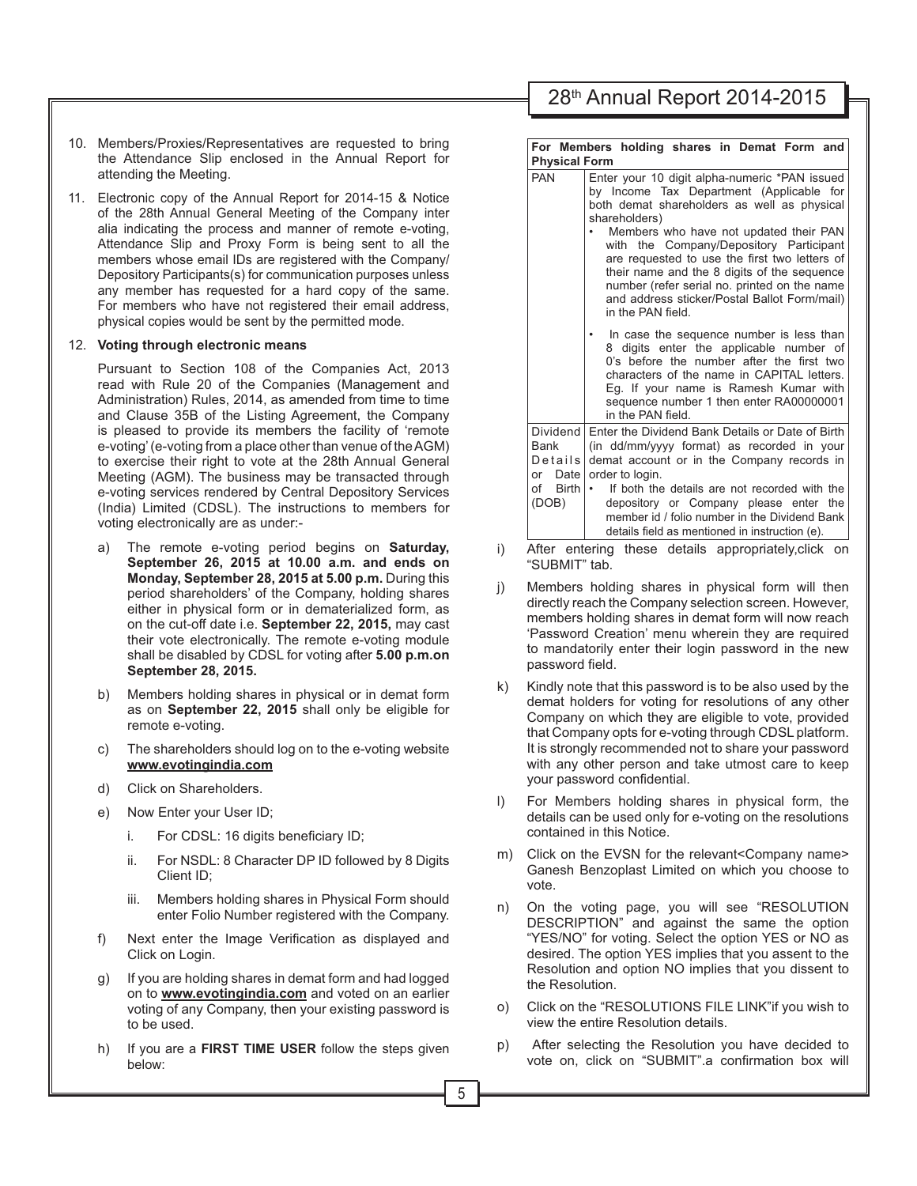10. Members/Proxies/Representatives are requested to bring the Attendance Slip enclosed in the Annual Report for attending the Meeting.

11. Electronic copy of the Annual Report for 2014-15 & Notice of the 28th Annual General Meeting of the Company inter alia indicating the process and manner of remote e-voting, Attendance Slip and Proxy Form is being sent to all the members whose email IDs are registered with the Company/ Depository Participants(s) for communication purposes unless any member has requested for a hard copy of the same. For members who have not registered their email address, physical copies would be sent by the permitted mode.

12. **Voting through electronic means**

    Pursuant to Section 108 of the Companies Act, 2013 read with Rule 20 of the Companies (Management and Administration) Rules, 2014, as amended from time to time and Clause 35B of the Listing Agreement, the Company is pleased to provide its members the facility of 'remote e-voting' (e-voting from a place other than venue of the AGM) to exercise their right to vote at the 28th Annual General Meeting (AGM). The business may be transacted through e-voting services rendered by Central Depository Services (India) Limited (CDSL). The instructions to members for voting electronically are as under:-

    a) The remote e-voting period begins on **Saturday, September 26, 2015 at 10.00 a.m. and ends on Monday, September 28, 2015 at 5.00 p.m.** During this period shareholders' of the Company, holding shares either in physical form or in dematerialized form, as on the cut-off date i.e. **September 22, 2015,** may cast their vote electronically. The remote e-voting module shall be disabled by CDSL for voting after **5.00 p.m.on September 28, 2015.**

    b) Members holding shares in physical or in demat form as on **September 22, 2015** shall only be eligible for remote e-voting.

    c) The shareholders should log on to the e-voting website **www.evotingindia.com**

    d) Click on Shareholders.

    e) Now Enter your User ID;

       i. For CDSL: 16 digits beneficiary ID;

       ii. For NSDL: 8 Character DP ID followed by 8 Digits Client ID;

       iii. Members holding shares in Physical Form should enter Folio Number registered with the Company.

    f) Next enter the Image Verification as displayed and Click on Login.

    g) If you are holding shares in demat form and had logged on to **www.evotingindia.com** and voted on an earlier voting of any Company, then your existing password is to be used.

    h) If you are a **FIRST TIME USER** follow the steps given below:

| **For Members holding shares in Demat Form and Physical Form** | |
|---|---|
| PAN | Enter your 10 digit alpha-numeric *PAN issued by Income Tax Department (Applicable for both demat shareholders as well as physical shareholders)<br>• Members who have not updated their PAN with the Company/Depository Participant are requested to use the first two letters of their name and the 8 digits of the sequence number (refer serial no. printed on the name and address sticker/Postal Ballot Form/mail) in the PAN field.<br>• In case the sequence number is less than 8 digits enter the applicable number of 0's before the number after the first two characters of the name in CAPITAL letters. Eg. If your name is Ramesh Kumar with sequence number 1 then enter RA00000001 in the PAN field. |
| Dividend Bank Details or Date of Birth (DOB) | Enter the Dividend Bank Details or Date of Birth (in dd/mm/yyyy format) as recorded in your demat account or in the Company records in order to login.<br>• If both the details are not recorded with the depository or Company please enter the member id / folio number in the Dividend Bank details field as mentioned in instruction (e). |

    i) After entering these details appropriately,click on "SUBMIT" tab.

    j) Members holding shares in physical form will then directly reach the Company selection screen. However, members holding shares in demat form will now reach 'Password Creation' menu wherein they are required to mandatorily enter their login password in the new password field.

    k) Kindly note that this password is to be also used by the demat holders for voting for resolutions of any other Company on which they are eligible to vote, provided that Company opts for e-voting through CDSL platform. It is strongly recommended not to share your password with any other person and take utmost care to keep your password confidential.

    l) For Members holding shares in physical form, the details can be used only for e-voting on the resolutions contained in this Notice.

    m) Click on the EVSN for the relevant<Company name> Ganesh Benzoplast Limited on which you choose to vote.

    n) On the voting page, you will see "RESOLUTION DESCRIPTION" and against the same the option "YES/NO" for voting. Select the option YES or NO as desired. The option YES implies that you assent to the Resolution and option NO implies that you dissent to the Resolution.

    o) Click on the "RESOLUTIONS FILE LINK"if you wish to view the entire Resolution details.

    p) After selecting the Resolution you have decided to vote on, click on "SUBMIT".a confirmation box will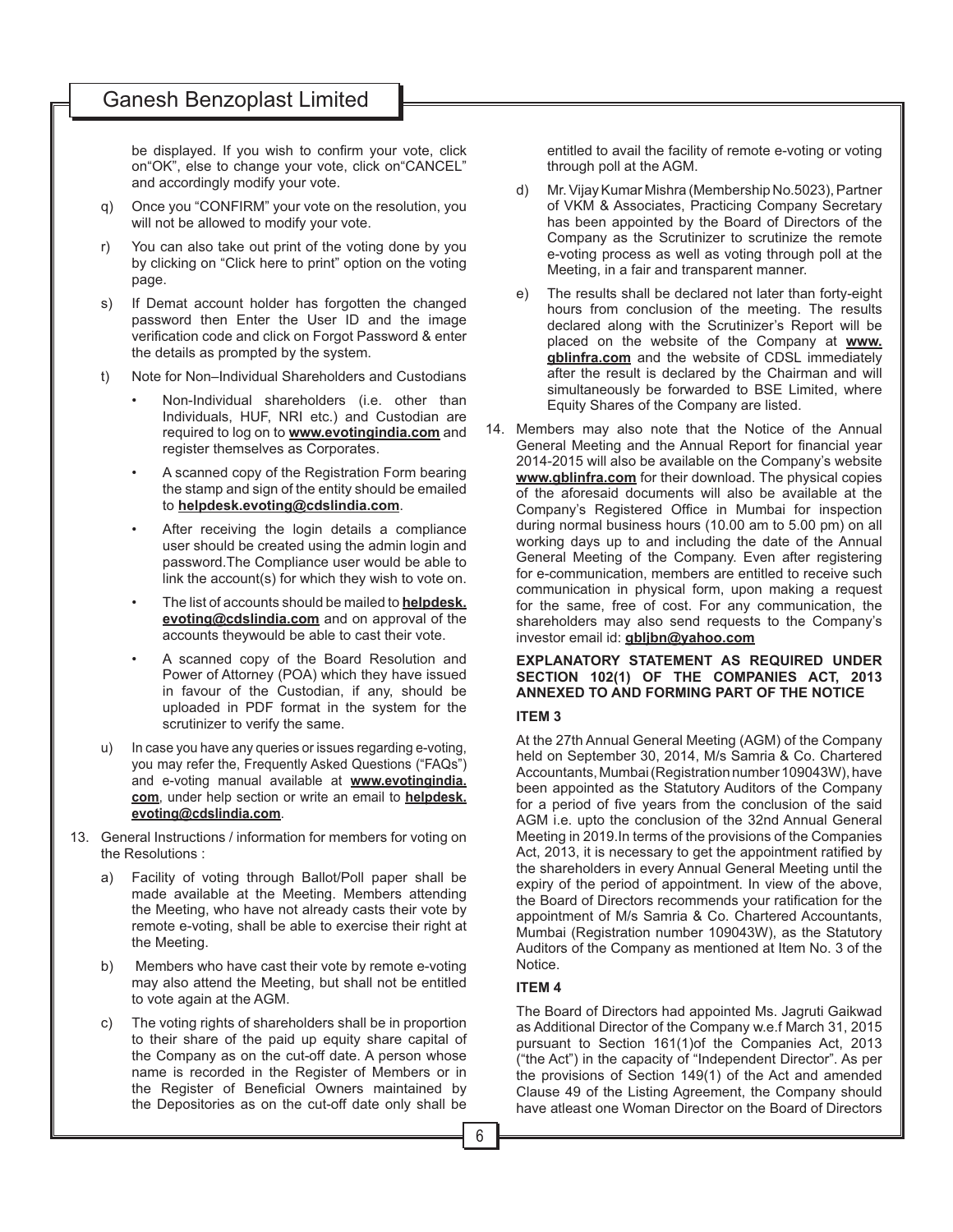be displayed. If you wish to confirm your vote, click on"OK", else to change your vote, click on"CANCEL" and accordingly modify your vote.

q) Once you "CONFIRM" your vote on the resolution, you will not be allowed to modify your vote.

r) You can also take out print of the voting done by you by clicking on "Click here to print" option on the voting page.

s) If Demat account holder has forgotten the changed password then Enter the User ID and the image verification code and click on Forgot Password & enter the details as prompted by the system.

t) Note for Non–Individual Shareholders and Custodians

- Non-Individual shareholders (i.e. other than Individuals, HUF, NRI etc.) and Custodian are required to log on to **www.evotingindia.com** and register themselves as Corporates.
- A scanned copy of the Registration Form bearing the stamp and sign of the entity should be emailed to **helpdesk.evoting@cdslindia.com**.
- After receiving the login details a compliance user should be created using the admin login and password.The Compliance user would be able to link the account(s) for which they wish to vote on.
- The list of accounts should be mailed to **helpdesk.evoting@cdslindia.com** and on approval of the accounts theywould be able to cast their vote.
- A scanned copy of the Board Resolution and Power of Attorney (POA) which they have issued in favour of the Custodian, if any, should be uploaded in PDF format in the system for the scrutinizer to verify the same.

u) In case you have any queries or issues regarding e-voting, you may refer the, Frequently Asked Questions ("FAQs") and e-voting manual available at **www.evotingindia.com**, under help section or write an email to **helpdesk.evoting@cdslindia.com**.

13. General Instructions / information for members for voting on the Resolutions :

a) Facility of voting through Ballot/Poll paper shall be made available at the Meeting. Members attending the Meeting, who have not already casts their vote by remote e-voting, shall be able to exercise their right at the Meeting.

b) Members who have cast their vote by remote e-voting may also attend the Meeting, but shall not be entitled to vote again at the AGM.

c) The voting rights of shareholders shall be in proportion to their share of the paid up equity share capital of the Company as on the cut-off date. A person whose name is recorded in the Register of Members or in the Register of Beneficial Owners maintained by the Depositories as on the cut-off date only shall be entitled to avail the facility of remote e-voting or voting through poll at the AGM.

d) Mr. Vijay Kumar Mishra (Membership No.5023), Partner of VKM & Associates, Practicing Company Secretary has been appointed by the Board of Directors of the Company as the Scrutinizer to scrutinize the remote e-voting process as well as voting through poll at the Meeting, in a fair and transparent manner.

e) The results shall be declared not later than forty-eight hours from conclusion of the meeting. The results declared along with the Scrutinizer's Report will be placed on the website of the Company at **www.gblinfra.com** and the website of CDSL immediately after the result is declared by the Chairman and will simultaneously be forwarded to BSE Limited, where Equity Shares of the Company are listed.

14. Members may also note that the Notice of the Annual General Meeting and the Annual Report for financial year 2014-2015 will also be available on the Company's website **www.gblinfra.com** for their download. The physical copies of the aforesaid documents will also be available at the Company's Registered Office in Mumbai for inspection during normal business hours (10.00 am to 5.00 pm) on all working days up to and including the date of the Annual General Meeting of the Company. Even after registering for e-communication, members are entitled to receive such communication in physical form, upon making a request for the same, free of cost. For any communication, the shareholders may also send requests to the Company's investor email id: **gbljbn@yahoo.com**

## EXPLANATORY STATEMENT AS REQUIRED UNDER SECTION 102(1) OF THE COMPANIES ACT, 2013 ANNEXED TO AND FORMING PART OF THE NOTICE

### ITEM 3

At the 27th Annual General Meeting (AGM) of the Company held on September 30, 2014, M/s Samria & Co. Chartered Accountants, Mumbai (Registration number 109043W), have been appointed as the Statutory Auditors of the Company for a period of five years from the conclusion of the said AGM i.e. upto the conclusion of the 32nd Annual General Meeting in 2019.In terms of the provisions of the Companies Act, 2013, it is necessary to get the appointment ratified by the shareholders in every Annual General Meeting until the expiry of the period of appointment. In view of the above, the Board of Directors recommends your ratification for the appointment of M/s Samria & Co. Chartered Accountants, Mumbai (Registration number 109043W), as the Statutory Auditors of the Company as mentioned at Item No. 3 of the Notice.

### ITEM 4

The Board of Directors had appointed Ms. Jagruti Gaikwad as Additional Director of the Company w.e.f March 31, 2015 pursuant to Section 161(1)of the Companies Act, 2013 ("the Act") in the capacity of "Independent Director". As per the provisions of Section 149(1) of the Act and amended Clause 49 of the Listing Agreement, the Company should have atleast one Woman Director on the Board of Directors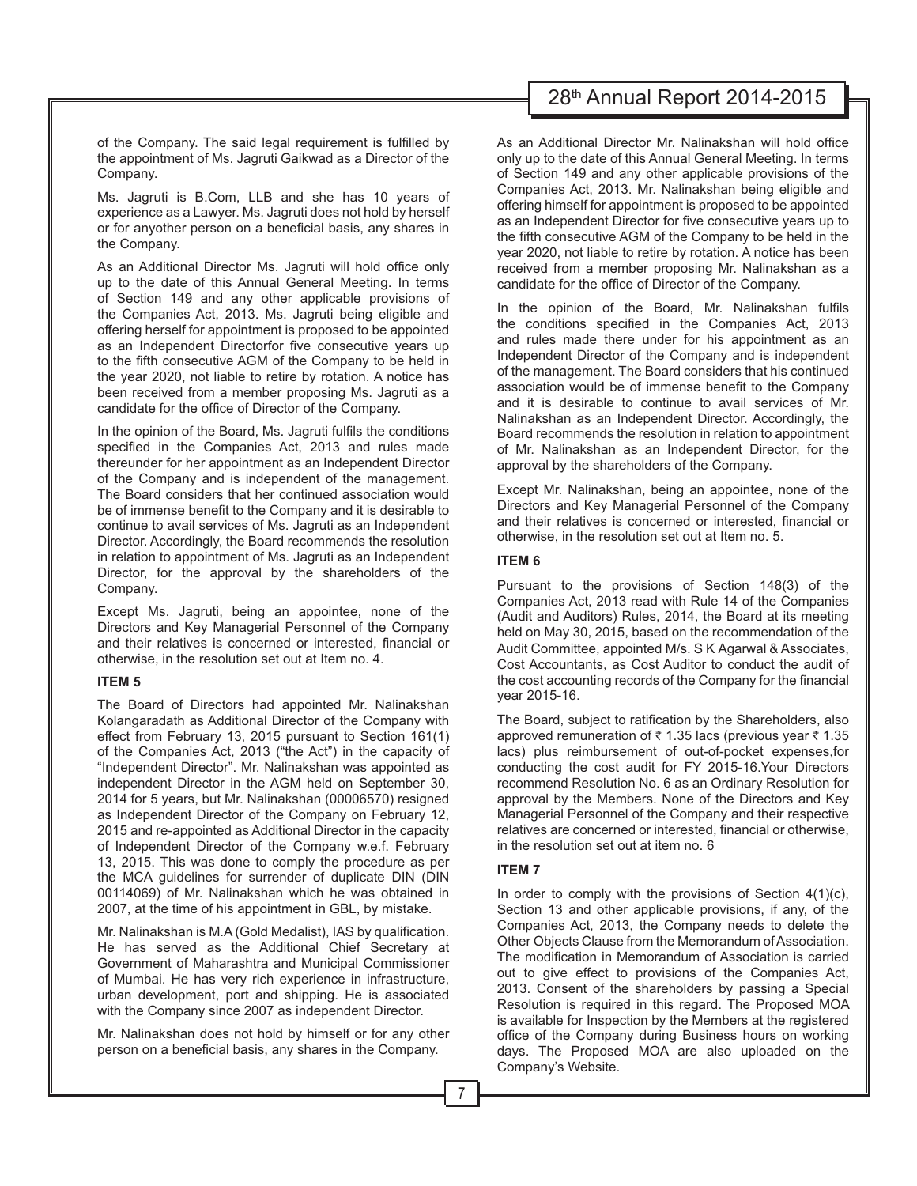of the Company. The said legal requirement is fulfilled by the appointment of Ms. Jagruti Gaikwad as a Director of the Company.

Ms. Jagruti is B.Com, LLB and she has 10 years of experience as a Lawyer. Ms. Jagruti does not hold by herself or for anyother person on a beneficial basis, any shares in the Company.

As an Additional Director Ms. Jagruti will hold office only up to the date of this Annual General Meeting. In terms of Section 149 and any other applicable provisions of the Companies Act, 2013. Ms. Jagruti being eligible and offering herself for appointment is proposed to be appointed as an Independent Directorfor five consecutive years up to the fifth consecutive AGM of the Company to be held in the year 2020, not liable to retire by rotation. A notice has been received from a member proposing Ms. Jagruti as a candidate for the office of Director of the Company.

In the opinion of the Board, Ms. Jagruti fulfils the conditions specified in the Companies Act, 2013 and rules made thereunder for her appointment as an Independent Director of the Company and is independent of the management. The Board considers that her continued association would be of immense benefit to the Company and it is desirable to continue to avail services of Ms. Jagruti as an Independent Director. Accordingly, the Board recommends the resolution in relation to appointment of Ms. Jagruti as an Independent Director, for the approval by the shareholders of the Company.

Except Ms. Jagruti, being an appointee, none of the Directors and Key Managerial Personnel of the Company and their relatives is concerned or interested, financial or otherwise, in the resolution set out at Item no. 4.

**ITEM 5**

The Board of Directors had appointed Mr. Nalinakshan Kolangaradath as Additional Director of the Company with effect from February 13, 2015 pursuant to Section 161(1) of the Companies Act, 2013 ("the Act") in the capacity of "Independent Director". Mr. Nalinakshan was appointed as independent Director in the AGM held on September 30, 2014 for 5 years, but Mr. Nalinakshan (00006570) resigned as Independent Director of the Company on February 12, 2015 and re-appointed as Additional Director in the capacity of Independent Director of the Company w.e.f. February 13, 2015. This was done to comply the procedure as per the MCA guidelines for surrender of duplicate DIN (DIN 00114069) of Mr. Nalinakshan which he was obtained in 2007, at the time of his appointment in GBL, by mistake.

Mr. Nalinakshan is M.A (Gold Medalist), IAS by qualification. He has served as the Additional Chief Secretary at Government of Maharashtra and Municipal Commissioner of Mumbai. He has very rich experience in infrastructure, urban development, port and shipping. He is associated with the Company since 2007 as independent Director.

Mr. Nalinakshan does not hold by himself or for any other person on a beneficial basis, any shares in the Company.

As an Additional Director Mr. Nalinakshan will hold office only up to the date of this Annual General Meeting. In terms of Section 149 and any other applicable provisions of the Companies Act, 2013. Mr. Nalinakshan being eligible and offering himself for appointment is proposed to be appointed as an Independent Director for five consecutive years up to the fifth consecutive AGM of the Company to be held in the year 2020, not liable to retire by rotation. A notice has been received from a member proposing Mr. Nalinakshan as a candidate for the office of Director of the Company.

In the opinion of the Board, Mr. Nalinakshan fulfils the conditions specified in the Companies Act, 2013 and rules made there under for his appointment as an Independent Director of the Company and is independent of the management. The Board considers that his continued association would be of immense benefit to the Company and it is desirable to continue to avail services of Mr. Nalinakshan as an Independent Director. Accordingly, the Board recommends the resolution in relation to appointment of Mr. Nalinakshan as an Independent Director, for the approval by the shareholders of the Company.

Except Mr. Nalinakshan, being an appointee, none of the Directors and Key Managerial Personnel of the Company and their relatives is concerned or interested, financial or otherwise, in the resolution set out at Item no. 5.

**ITEM 6**

Pursuant to the provisions of Section 148(3) of the Companies Act, 2013 read with Rule 14 of the Companies (Audit and Auditors) Rules, 2014, the Board at its meeting held on May 30, 2015, based on the recommendation of the Audit Committee, appointed M/s. S K Agarwal & Associates, Cost Accountants, as Cost Auditor to conduct the audit of the cost accounting records of the Company for the financial year 2015-16.

The Board, subject to ratification by the Shareholders, also approved remuneration of ₹ 1.35 lacs (previous year ₹ 1.35 lacs) plus reimbursement of out-of-pocket expenses,for conducting the cost audit for FY 2015-16.Your Directors recommend Resolution No. 6 as an Ordinary Resolution for approval by the Members. None of the Directors and Key Managerial Personnel of the Company and their respective relatives are concerned or interested, financial or otherwise, in the resolution set out at item no. 6

**ITEM 7**

In order to comply with the provisions of Section 4(1)(c), Section 13 and other applicable provisions, if any, of the Companies Act, 2013, the Company needs to delete the Other Objects Clause from the Memorandum of Association. The modification in Memorandum of Association is carried out to give effect to provisions of the Companies Act, 2013. Consent of the shareholders by passing a Special Resolution is required in this regard. The Proposed MOA is available for Inspection by the Members at the registered office of the Company during Business hours on working days. The Proposed MOA are also uploaded on the Company's Website.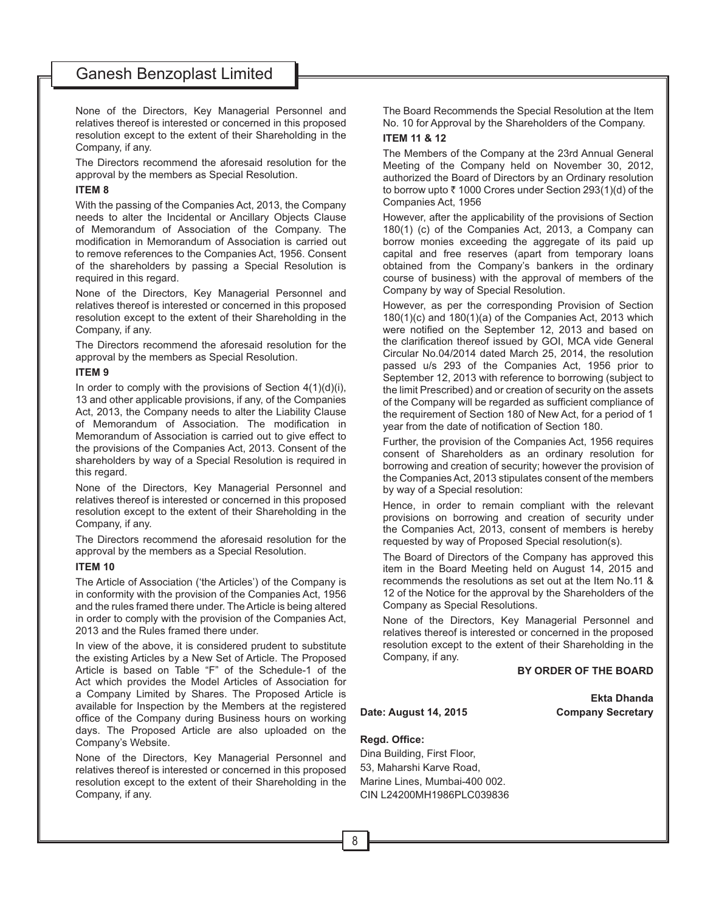None of the Directors, Key Managerial Personnel and relatives thereof is interested or concerned in this proposed resolution except to the extent of their Shareholding in the Company, if any.

The Directors recommend the aforesaid resolution for the approval by the members as Special Resolution.

**ITEM 8**

With the passing of the Companies Act, 2013, the Company needs to alter the Incidental or Ancillary Objects Clause of Memorandum of Association of the Company. The modification in Memorandum of Association is carried out to remove references to the Companies Act, 1956. Consent of the shareholders by passing a Special Resolution is required in this regard.

None of the Directors, Key Managerial Personnel and relatives thereof is interested or concerned in this proposed resolution except to the extent of their Shareholding in the Company, if any.

The Directors recommend the aforesaid resolution for the approval by the members as Special Resolution.

**ITEM 9**

In order to comply with the provisions of Section 4(1)(d)(i), 13 and other applicable provisions, if any, of the Companies Act, 2013, the Company needs to alter the Liability Clause of Memorandum of Association. The modification in Memorandum of Association is carried out to give effect to the provisions of the Companies Act, 2013. Consent of the shareholders by way of a Special Resolution is required in this regard.

None of the Directors, Key Managerial Personnel and relatives thereof is interested or concerned in this proposed resolution except to the extent of their Shareholding in the Company, if any.

The Directors recommend the aforesaid resolution for the approval by the members as a Special Resolution.

**ITEM 10**

The Article of Association ('the Articles') of the Company is in conformity with the provision of the Companies Act, 1956 and the rules framed there under. The Article is being altered in order to comply with the provision of the Companies Act, 2013 and the Rules framed there under.

In view of the above, it is considered prudent to substitute the existing Articles by a New Set of Article. The Proposed Article is based on Table "F" of the Schedule-1 of the Act which provides the Model Articles of Association for a Company Limited by Shares. The Proposed Article is available for Inspection by the Members at the registered office of the Company during Business hours on working days. The Proposed Article are also uploaded on the Company's Website.

None of the Directors, Key Managerial Personnel and relatives thereof is interested or concerned in this proposed resolution except to the extent of their Shareholding in the Company, if any.

The Board Recommends the Special Resolution at the Item No. 10 for Approval by the Shareholders of the Company.

**ITEM 11 & 12**

The Members of the Company at the 23rd Annual General Meeting of the Company held on November 30, 2012, authorized the Board of Directors by an Ordinary resolution to borrow upto ₹ 1000 Crores under Section 293(1)(d) of the Companies Act, 1956

However, after the applicability of the provisions of Section 180(1) (c) of the Companies Act, 2013, a Company can borrow monies exceeding the aggregate of its paid up capital and free reserves (apart from temporary loans obtained from the Company's bankers in the ordinary course of business) with the approval of members of the Company by way of Special Resolution.

However, as per the corresponding Provision of Section 180(1)(c) and 180(1)(a) of the Companies Act, 2013 which were notified on the September 12, 2013 and based on the clarification thereof issued by GOI, MCA vide General Circular No.04/2014 dated March 25, 2014, the resolution passed u/s 293 of the Companies Act, 1956 prior to September 12, 2013 with reference to borrowing (subject to the limit Prescribed) and or creation of security on the assets of the Company will be regarded as sufficient compliance of the requirement of Section 180 of New Act, for a period of 1 year from the date of notification of Section 180.

Further, the provision of the Companies Act, 1956 requires consent of Shareholders as an ordinary resolution for borrowing and creation of security; however the provision of the Companies Act, 2013 stipulates consent of the members by way of a Special resolution:

Hence, in order to remain compliant with the relevant provisions on borrowing and creation of security under the Companies Act, 2013, consent of members is hereby requested by way of Proposed Special resolution(s).

The Board of Directors of the Company has approved this item in the Board Meeting held on August 14, 2015 and recommends the resolutions as set out at the Item No.11 & 12 of the Notice for the approval by the Shareholders of the Company as Special Resolutions.

None of the Directors, Key Managerial Personnel and relatives thereof is interested or concerned in the proposed resolution except to the extent of their Shareholding in the Company, if any.

**BY ORDER OF THE BOARD**

**Ekta Dhanda**
**Company Secretary**

**Date: August 14, 2015**

**Regd. Office:**
Dina Building, First Floor,
53, Maharshi Karve Road,
Marine Lines, Mumbai-400 002.
CIN L24200MH1986PLC039836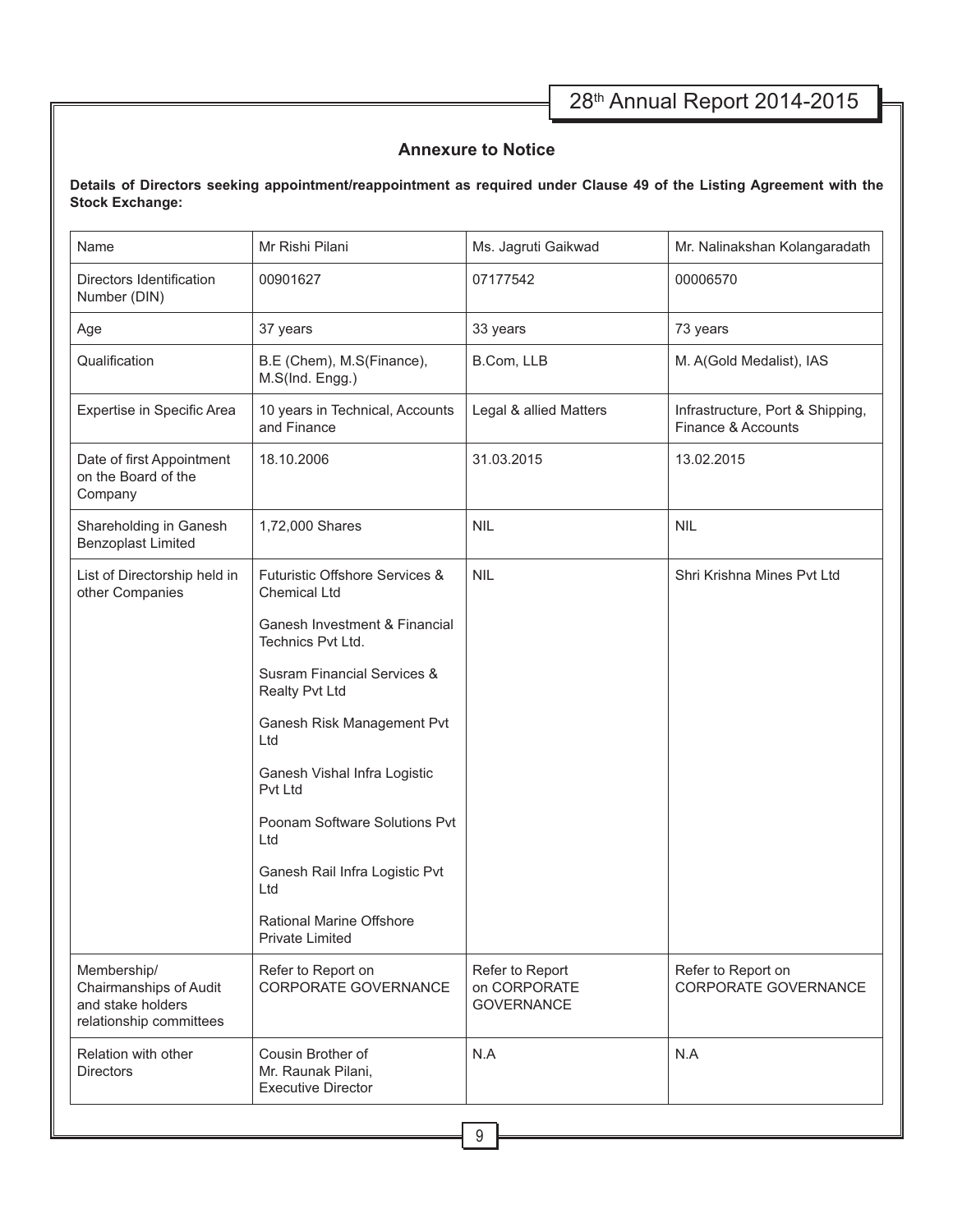## Annexure to Notice

**Details of Directors seeking appointment/reappointment as required under Clause 49 of the Listing Agreement with the Stock Exchange:**

| Name | Mr Rishi Pilani | Ms. Jagruti Gaikwad | Mr. Nalinakshan Kolangaradath |
|---|---|---|---|
| Directors Identification Number (DIN) | 00901627 | 07177542 | 00006570 |
| Age | 37 years | 33 years | 73 years |
| Qualification | B.E (Chem), M.S(Finance), M.S(Ind. Engg.) | B.Com, LLB | M. A(Gold Medalist), IAS |
| Expertise in Specific Area | 10 years in Technical, Accounts and Finance | Legal & allied Matters | Infrastructure, Port & Shipping, Finance & Accounts |
| Date of first Appointment on the Board of the Company | 18.10.2006 | 31.03.2015 | 13.02.2015 |
| Shareholding in Ganesh Benzoplast Limited | 1,72,000 Shares | NIL | NIL |
| List of Directorship held in other Companies | Futuristic Offshore Services & Chemical Ltd<br>Ganesh Investment & Financial Technics Pvt Ltd.<br>Susram Financial Services & Realty Pvt Ltd<br>Ganesh Risk Management Pvt Ltd<br>Ganesh Vishal Infra Logistic Pvt Ltd<br>Poonam Software Solutions Pvt Ltd<br>Ganesh Rail Infra Logistic Pvt Ltd<br>Rational Marine Offshore Private Limited | NIL | Shri Krishna Mines Pvt Ltd |
| Membership/ Chairmanships of Audit and stake holders relationship committees | Refer to Report on CORPORATE GOVERNANCE | Refer to Report on CORPORATE GOVERNANCE | Refer to Report on CORPORATE GOVERNANCE |
| Relation with other Directors | Cousin Brother of Mr. Raunak Pilani, Executive Director | N.A | N.A |